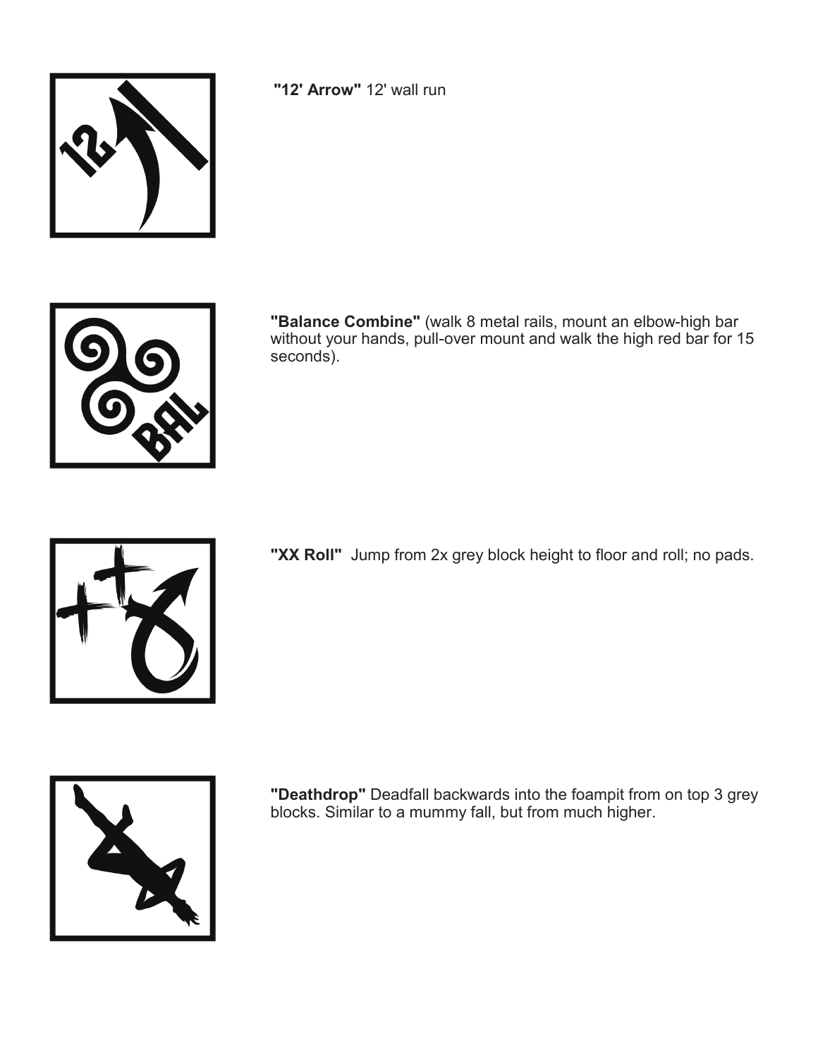**"12' Arrow"** 12' wall run

**"Balance Combine"** (walk 8 metal rails, mount an elbow-high bar without your hands, pull-over mount and walk the high red bar for 15 seconds).

**"XX Roll"** Jump from 2x grey block height to floor and roll; no pads.

**"Deathdrop"** Deadfall backwards into the foampit from on top 3 grey blocks. Similar to a mummy fall, but from much higher.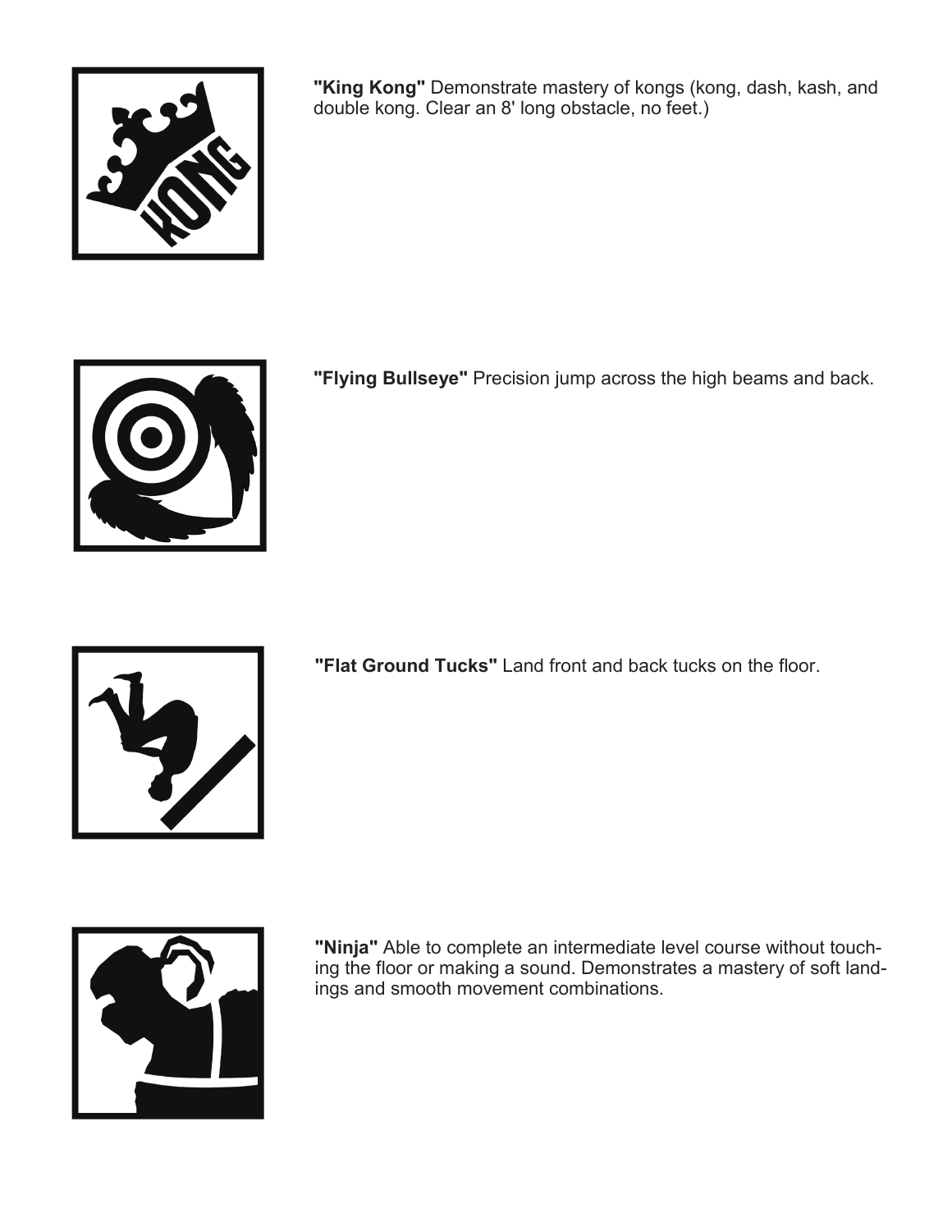**"King Kong"** Demonstrate mastery of kongs (kong, dash, kash, and double kong. Clear an 8' long obstacle, no feet.)

**"Flying Bullseye"** Precision jump across the high beams and back.

**"Flat Ground Tucks"** Land front and back tucks on the floor.

**"Ninja"** Able to complete an intermediate level course without touching the floor or making a sound. Demonstrates a mastery of soft landings and smooth movement combinations.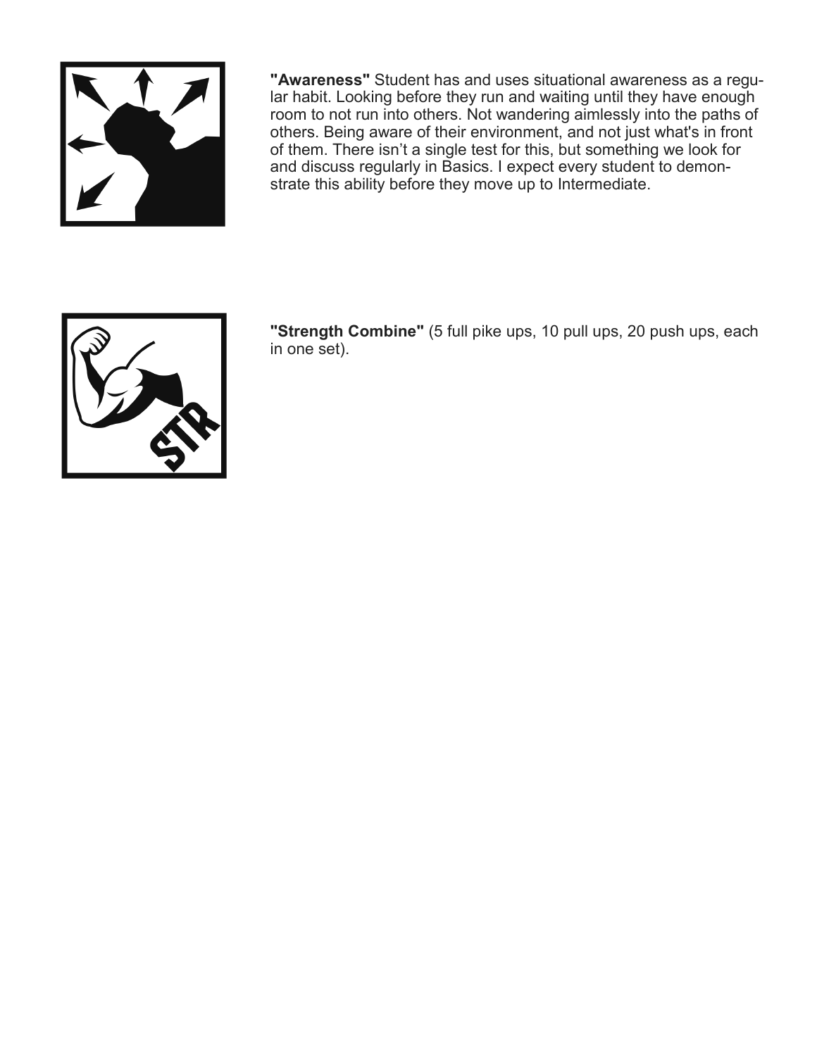**"Awareness"** Student has and uses situational awareness as a regular habit. Looking before they run and waiting until they have enough room to not run into others. Not wandering aimlessly into the paths of others. Being aware of their environment, and not just what's in front of them. There isn't a single test for this, but something we look for and discuss regularly in Basics. I expect every student to demonstrate this ability before they move up to Intermediate.

**"Strength Combine"** (5 full pike ups, 10 pull ups, 20 push ups, each in one set).